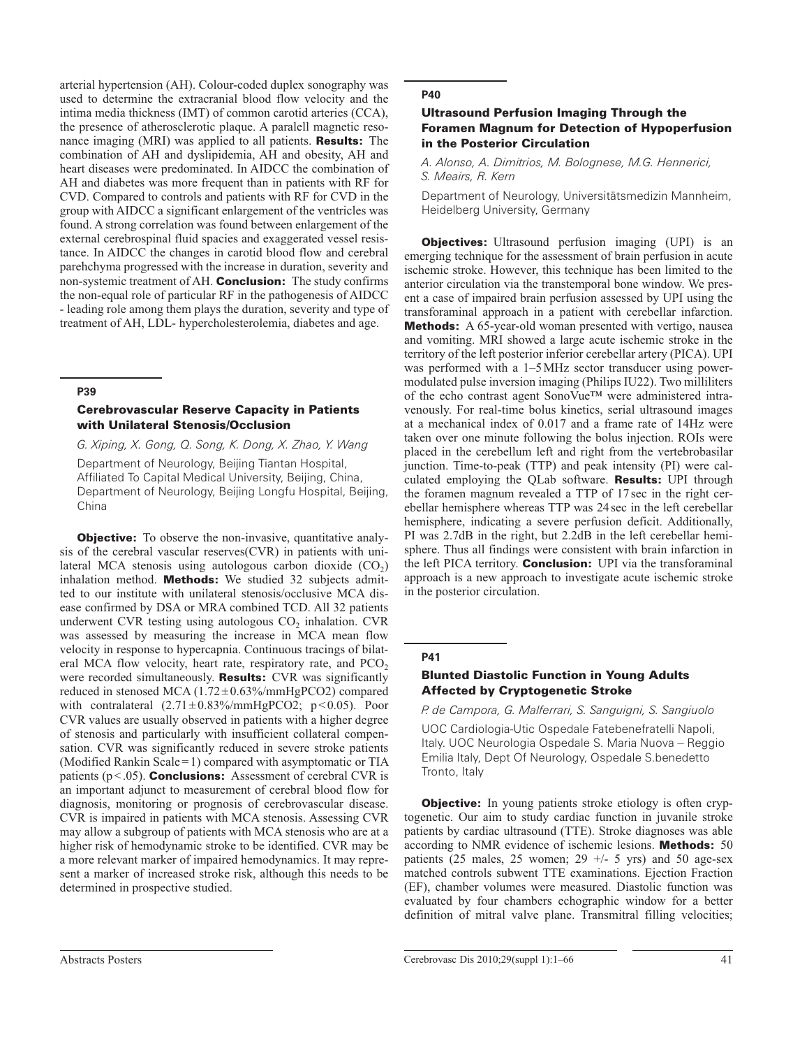arterial hypertension (AH). Colour-coded duplex sonography was used to determine the extracranial blood flow velocity and the intima media thickness (IMT) of common carotid arteries (CCA), the presence of atherosclerotic plaque. A paralell magnetic resonance imaging (MRI) was applied to all patients. **Results:** The combination of AH and dyslipidemia, AH and obesity, AH and heart diseases were predominated. In AIDCC the combination of AH and diabetes was more frequent than in patients with RF for CVD. Compared to controls and patients with RF for CVD in the group with AIDCC a significant enlargement of the ventricles was found. A strong correlation was found between enlargement of the external cerebrospinal fluid spacies and exaggerated vessel resistance. In AIDCC the changes in carotid blood flow and cerebral parehchyma progressed with the increase in duration, severity and non-systemic treatment of AH. **Conclusion:** The study confirms the non-equal role of particular RF in the pathogenesis of AIDCC - leading role among them plays the duration, severity and type of treatment of AH, LDL- hypercholesterolemia, diabetes and age.

## P39

### Cerebrovascular Reserve Capacity in Patients with Unilateral Stenosis/Occlusion

*G. Xiping, X. Gong, Q. Song, K. Dong, X. Zhao, Y. Wang*

Department of Neurology, Beijing Tiantan Hospital, Affiliated To Capital Medical University, Beijing, China, Department of Neurology, Beijing Longfu Hospital, Beijing, China

**Objective:** To observe the non-invasive, quantitative analysis of the cerebral vascular reserves(CVR) in patients with unilateral MCA stenosis using autologous carbon dioxide ($CO_2$) inhalation method. **Methods:** We studied 32 subjects admitted to our institute with unilateral stenosis/occlusive MCA disease confirmed by DSA or MRA combined TCD. All 32 patients underwent CVR testing using autologous $CO_2$ inhalation. CVR was assessed by measuring the increase in MCA mean flow velocity in response to hypercapnia. Continuous tracings of bilateral MCA flow velocity, heart rate, respiratory rate, and $PCO_2$ were recorded simultaneously. **Results:** CVR was significantly reduced in stenosed MCA ($1.72 \pm 0.63$%/mmHgPCO2) compared with contralateral ($2.71 \pm 0.83$%/mmHgPCO2; $p < 0.05$). Poor CVR values are usually observed in patients with a higher degree of stenosis and particularly with insufficient collateral compensation. CVR was significantly reduced in severe stroke patients (Modified Rankin Scale = 1) compared with asymptomatic or TIA patients ($p < .05$). **Conclusions:** Assessment of cerebral CVR is an important adjunct to measurement of cerebral blood flow for diagnosis, monitoring or prognosis of cerebrovascular disease. CVR is impaired in patients with MCA stenosis. Assessing CVR may allow a subgroup of patients with MCA stenosis who are at a higher risk of hemodynamic stroke to be identified. CVR may be a more relevant marker of impaired hemodynamics. It may represent a marker of increased stroke risk, although this needs to be determined in prospective studied.

## P40

### Ultrasound Perfusion Imaging Through the Foramen Magnum for Detection of Hypoperfusion in the Posterior Circulation

*A. Alonso, A. Dimitrios, M. Bolognese, M.G. Hennerici, S. Meairs, R. Kern*

Department of Neurology, Universitätsmedizin Mannheim, Heidelberg University, Germany

**Objectives:** Ultrasound perfusion imaging (UPI) is an emerging technique for the assessment of brain perfusion in acute ischemic stroke. However, this technique has been limited to the anterior circulation via the transtemporal bone window. We present a case of impaired brain perfusion assessed by UPI using the transforaminal approach in a patient with cerebellar infarction. **Methods:** A 65-year-old woman presented with vertigo, nausea and vomiting. MRI showed a large acute ischemic stroke in the territory of the left posterior inferior cerebellar artery (PICA). UPI was performed with a 1–5 MHz sector transducer using power-modulated pulse inversion imaging (Philips IU22). Two milliliters of the echo contrast agent SonoVue™ were administered intravenously. For real-time bolus kinetics, serial ultrasound images at a mechanical index of 0.017 and a frame rate of 14Hz were taken over one minute following the bolus injection. ROIs were placed in the cerebellum left and right from the vertebrobasilar junction. Time-to-peak (TTP) and peak intensity (PI) were calculated employing the QLab software. **Results:** UPI through the foramen magnum revealed a TTP of 17 sec in the right cerebellar hemisphere whereas TTP was 24 sec in the left cerebellar hemisphere, indicating a severe perfusion deficit. Additionally, PI was 2.7dB in the right, but 2.2dB in the left cerebellar hemisphere. Thus all findings were consistent with brain infarction in the left PICA territory. **Conclusion:** UPI via the transforaminal approach is a new approach to investigate acute ischemic stroke in the posterior circulation.

## P41

### Blunted Diastolic Function in Young Adults Affected by Cryptogenetic Stroke

*P. de Campora, G. Malferrari, S. Sanguigni, S. Sangiuolo*

UOC Cardiologia-Utic Ospedale Fatebenefratelli Napoli, Italy. UOC Neurologia Ospedale S. Maria Nuova – Reggio Emilia Italy, Dept Of Neurology, Ospedale S.benedetto Tronto, Italy

**Objective:** In young patients stroke etiology is often cryptogenetic. Our aim to study cardiac function in juvanile stroke patients by cardiac ultrasound (TTE). Stroke diagnoses was able according to NMR evidence of ischemic lesions. **Methods:** 50 patients (25 males, 25 women; 29 +/- 5 yrs) and 50 age-sex matched controls subwent TTE examinations. Ejection Fraction (EF), chamber volumes were measured. Diastolic function was evaluated by four chambers echographic window for a better definition of mitral valve plane. Transmitral filling velocities;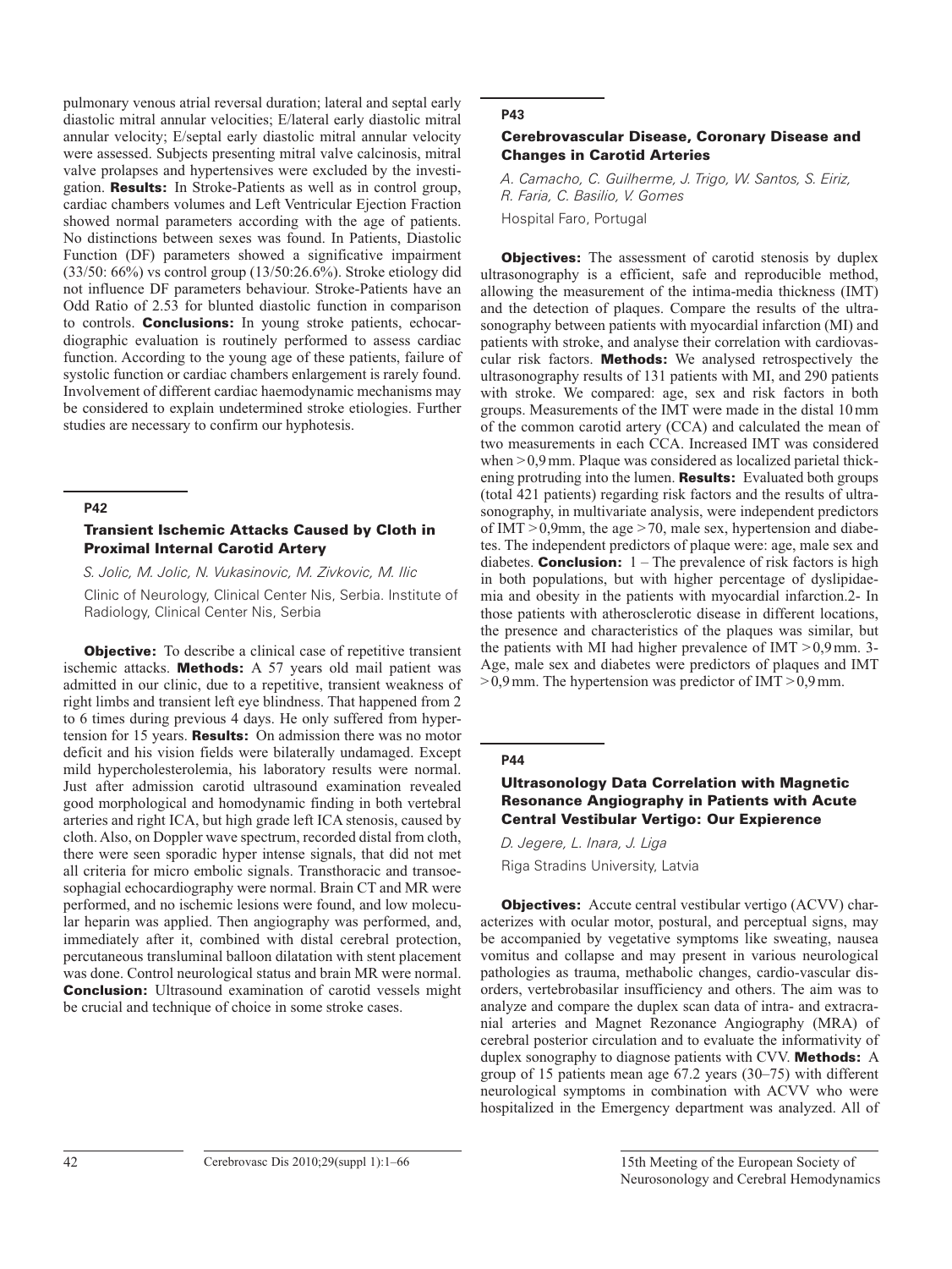pulmonary venous atrial reversal duration; lateral and septal early diastolic mitral annular velocities; E/lateral early diastolic mitral annular velocity; E/septal early diastolic mitral annular velocity were assessed. Subjects presenting mitral valve calcinosis, mitral valve prolapses and hypertensives were excluded by the investigation. **Results:** In Stroke-Patients as well as in control group, cardiac chambers volumes and Left Ventricular Ejection Fraction showed normal parameters according with the age of patients. No distinctions between sexes was found. In Patients, Diastolic Function (DF) parameters showed a significative impairment (33/50: 66%) vs control group (13/50:26.6%). Stroke etiology did not influence DF parameters behaviour. Stroke-Patients have an Odd Ratio of 2.53 for blunted diastolic function in comparison to controls. **Conclusions:** In young stroke patients, echocardiographic evaluation is routinely performed to assess cardiac function. According to the young age of these patients, failure of systolic function or cardiac chambers enlargement is rarely found. Involvement of different cardiac haemodynamic mechanisms may be considered to explain undetermined stroke etiologies. Further studies are necessary to confirm our hyphotesis.

**P42**

## Transient Ischemic Attacks Caused by Cloth in Proximal Internal Carotid Artery

*S. Jolic, M. Jolic, N. Vukasinovic, M. Zivkovic, M. Ilic*

Clinic of Neurology, Clinical Center Nis, Serbia. Institute of Radiology, Clinical Center Nis, Serbia

**Objective:** To describe a clinical case of repetitive transient ischemic attacks. **Methods:** A 57 years old mail patient was admitted in our clinic, due to a repetitive, transient weakness of right limbs and transient left eye blindness. That happened from 2 to 6 times during previous 4 days. He only suffered from hypertension for 15 years. **Results:** On admission there was no motor deficit and his vision fields were bilaterally undamaged. Except mild hypercholesterolemia, his laboratory results were normal. Just after admission carotid ultrasound examination revealed good morphological and homodynamic finding in both vertebral arteries and right ICA, but high grade left ICA stenosis, caused by cloth. Also, on Doppler wave spectrum, recorded distal from cloth, there were seen sporadic hyper intense signals, that did not met all criteria for micro embolic signals. Transthoracic and transoesophagial echocardiography were normal. Brain CT and MR were performed, and no ischemic lesions were found, and low molecular heparin was applied. Then angiography was performed, and, immediately after it, combined with distal cerebral protection, percutaneous transluminal balloon dilatation with stent placement was done. Control neurological status and brain MR were normal. **Conclusion:** Ultrasound examination of carotid vessels might be crucial and technique of choice in some stroke cases.

**P43**

## Cerebrovascular Disease, Coronary Disease and Changes in Carotid Arteries

*A. Camacho, C. Guilherme, J. Trigo, W. Santos, S. Eiriz, R. Faria, C. Basilio, V. Gomes*

Hospital Faro, Portugal

**Objectives:** The assessment of carotid stenosis by duplex ultrasonography is a efficient, safe and reproducible method, allowing the measurement of the intima-media thickness (IMT) and the detection of plaques. Compare the results of the ultrasonography between patients with myocardial infarction (MI) and patients with stroke, and analyse their correlation with cardiovascular risk factors. **Methods:** We analysed retrospectively the ultrasonography results of 131 patients with MI, and 290 patients with stroke. We compared: age, sex and risk factors in both groups. Measurements of the IMT were made in the distal 10 mm of the common carotid artery (CCA) and calculated the mean of two measurements in each CCA. Increased IMT was considered when >0,9 mm. Plaque was considered as localized parietal thickening protruding into the lumen. **Results:** Evaluated both groups (total 421 patients) regarding risk factors and the results of ultrasonography, in multivariate analysis, were independent predictors of IMT >0,9mm, the age >70, male sex, hypertension and diabetes. The independent predictors of plaque were: age, male sex and diabetes. **Conclusion:** 1 – The prevalence of risk factors is high in both populations, but with higher percentage of dyslipidaemia and obesity in the patients with myocardial infarction.2- In those patients with atherosclerotic disease in different locations, the presence and characteristics of the plaques was similar, but the patients with MI had higher prevalence of IMT >0,9 mm. 3- Age, male sex and diabetes were predictors of plaques and IMT >0,9 mm. The hypertension was predictor of IMT >0,9 mm.

**P44**

## Ultrasonology Data Correlation with Magnetic Resonance Angiography in Patients with Acute Central Vestibular Vertigo: Our Expierence

*D. Jegere, L. Inara, J. Liga*

Riga Stradins University, Latvia

**Objectives:** Acute central vestibular vertigo (ACVV) characterizes with ocular motor, postural, and perceptual signs, may be accompanied by vegetative symptoms like sweating, nausea vomitus and collapse and may present in various neurological pathologies as trauma, methabolic changes, cardio-vascular disorders, vertebrobasilar insufficiency and others. The aim was to analyze and compare the duplex scan data of intra- and extracranial arteries and Magnet Rezonance Angiography (MRA) of cerebral posterior circulation and to evaluate the informativity of duplex sonography to diagnose patients with CVV. **Methods:** A group of 15 patients mean age 67.2 years (30–75) with different neurological symptoms in combination with ACVV who were hospitalized in the Emergency department was analyzed. All of